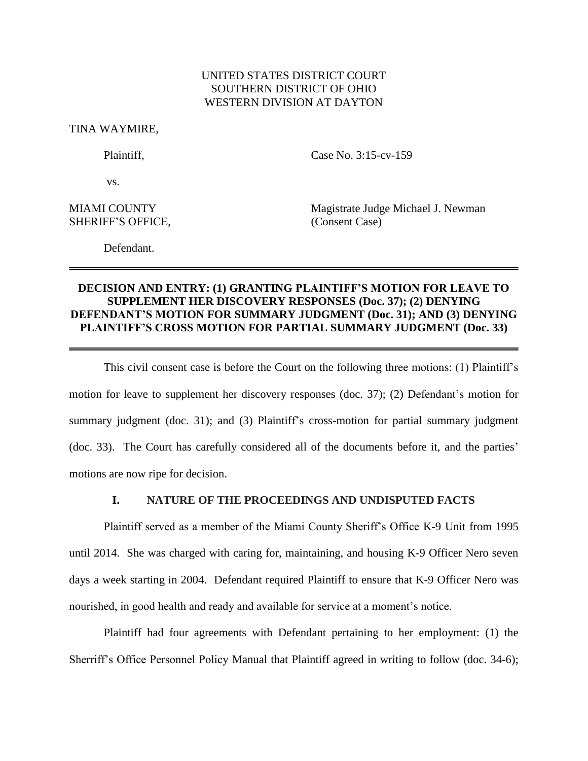UNITED STATES DISTRICT COURT
SOUTHERN DISTRICT OF OHIO
WESTERN DIVISION AT DAYTON

TINA WAYMIRE,

Plaintiff,

Case No. 3:15-cv-159

vs.

MIAMI COUNTY SHERIFF'S OFFICE,

Magistrate Judge Michael J. Newman
(Consent Case)

Defendant.

---

**DECISION AND ENTRY: (1) GRANTING PLAINTIFF'S MOTION FOR LEAVE TO SUPPLEMENT HER DISCOVERY RESPONSES (Doc. 37); (2) DENYING DEFENDANT'S MOTION FOR SUMMARY JUDGMENT (Doc. 31); AND (3) DENYING PLAINTIFF'S CROSS MOTION FOR PARTIAL SUMMARY JUDGMENT (Doc. 33)**

---

This civil consent case is before the Court on the following three motions: (1) Plaintiff's motion for leave to supplement her discovery responses (doc. 37); (2) Defendant's motion for summary judgment (doc. 31); and (3) Plaintiff's cross-motion for partial summary judgment (doc. 33). The Court has carefully considered all of the documents before it, and the parties' motions are now ripe for decision.

## I. NATURE OF THE PROCEEDINGS AND UNDISPUTED FACTS

Plaintiff served as a member of the Miami County Sheriff's Office K-9 Unit from 1995 until 2014. She was charged with caring for, maintaining, and housing K-9 Officer Nero seven days a week starting in 2004. Defendant required Plaintiff to ensure that K-9 Officer Nero was nourished, in good health and ready and available for service at a moment's notice.

Plaintiff had four agreements with Defendant pertaining to her employment: (1) the Sherriff's Office Personnel Policy Manual that Plaintiff agreed in writing to follow (doc. 34-6);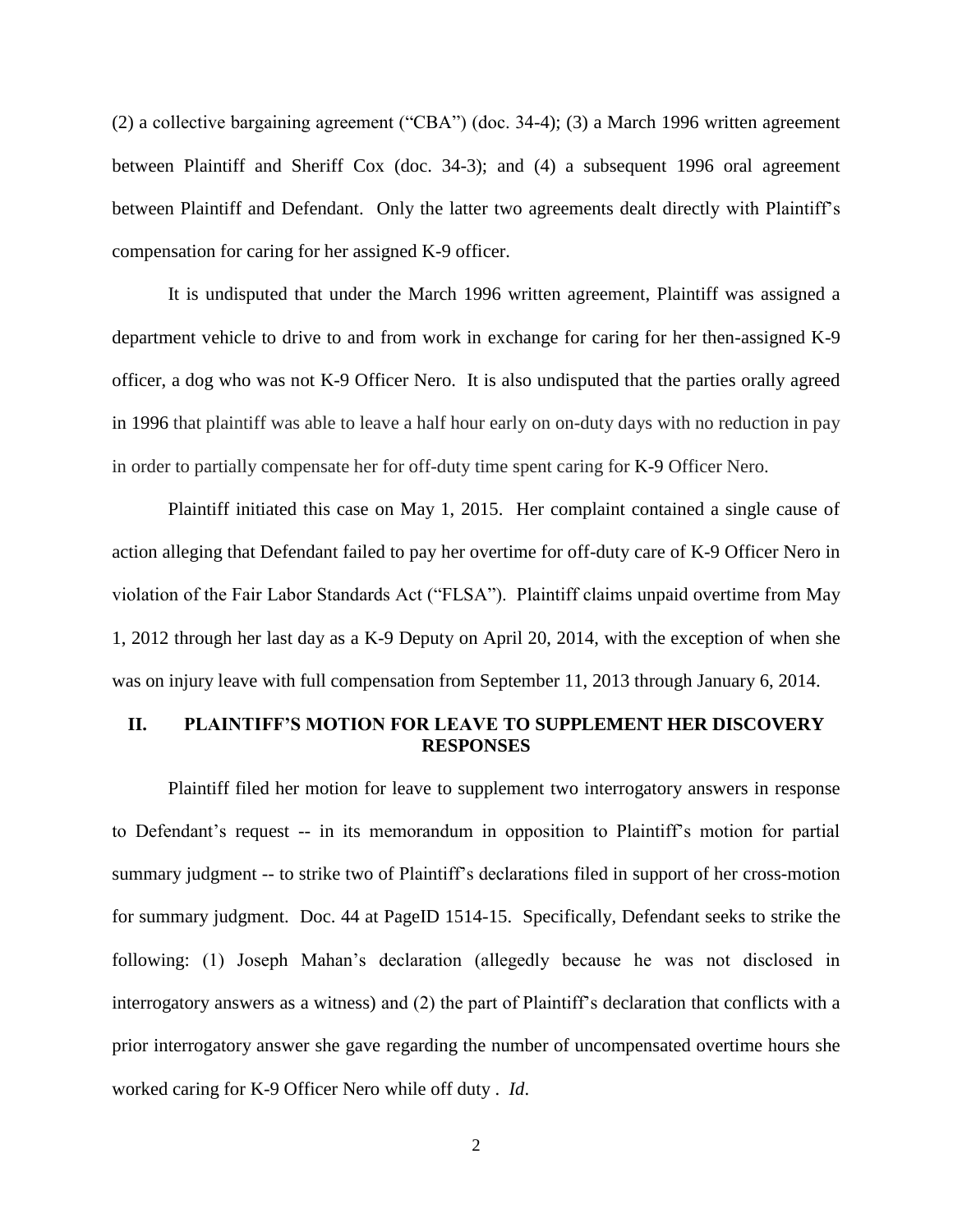(2) a collective bargaining agreement ("CBA") (doc. 34-4); (3) a March 1996 written agreement between Plaintiff and Sheriff Cox (doc. 34-3); and (4) a subsequent 1996 oral agreement between Plaintiff and Defendant. Only the latter two agreements dealt directly with Plaintiff's compensation for caring for her assigned K-9 officer.

It is undisputed that under the March 1996 written agreement, Plaintiff was assigned a department vehicle to drive to and from work in exchange for caring for her then-assigned K-9 officer, a dog who was not K-9 Officer Nero. It is also undisputed that the parties orally agreed in 1996 that plaintiff was able to leave a half hour early on on-duty days with no reduction in pay in order to partially compensate her for off-duty time spent caring for K-9 Officer Nero.

Plaintiff initiated this case on May 1, 2015. Her complaint contained a single cause of action alleging that Defendant failed to pay her overtime for off-duty care of K-9 Officer Nero in violation of the Fair Labor Standards Act ("FLSA"). Plaintiff claims unpaid overtime from May 1, 2012 through her last day as a K-9 Deputy on April 20, 2014, with the exception of when she was on injury leave with full compensation from September 11, 2013 through January 6, 2014.

## II. PLAINTIFF'S MOTION FOR LEAVE TO SUPPLEMENT HER DISCOVERY RESPONSES

Plaintiff filed her motion for leave to supplement two interrogatory answers in response to Defendant's request -- in its memorandum in opposition to Plaintiff's motion for partial summary judgment -- to strike two of Plaintiff's declarations filed in support of her cross-motion for summary judgment. Doc. 44 at PageID 1514-15. Specifically, Defendant seeks to strike the following: (1) Joseph Mahan's declaration (allegedly because he was not disclosed in interrogatory answers as a witness) and (2) the part of Plaintiff's declaration that conflicts with a prior interrogatory answer she gave regarding the number of uncompensated overtime hours she worked caring for K-9 Officer Nero while off duty . *Id*.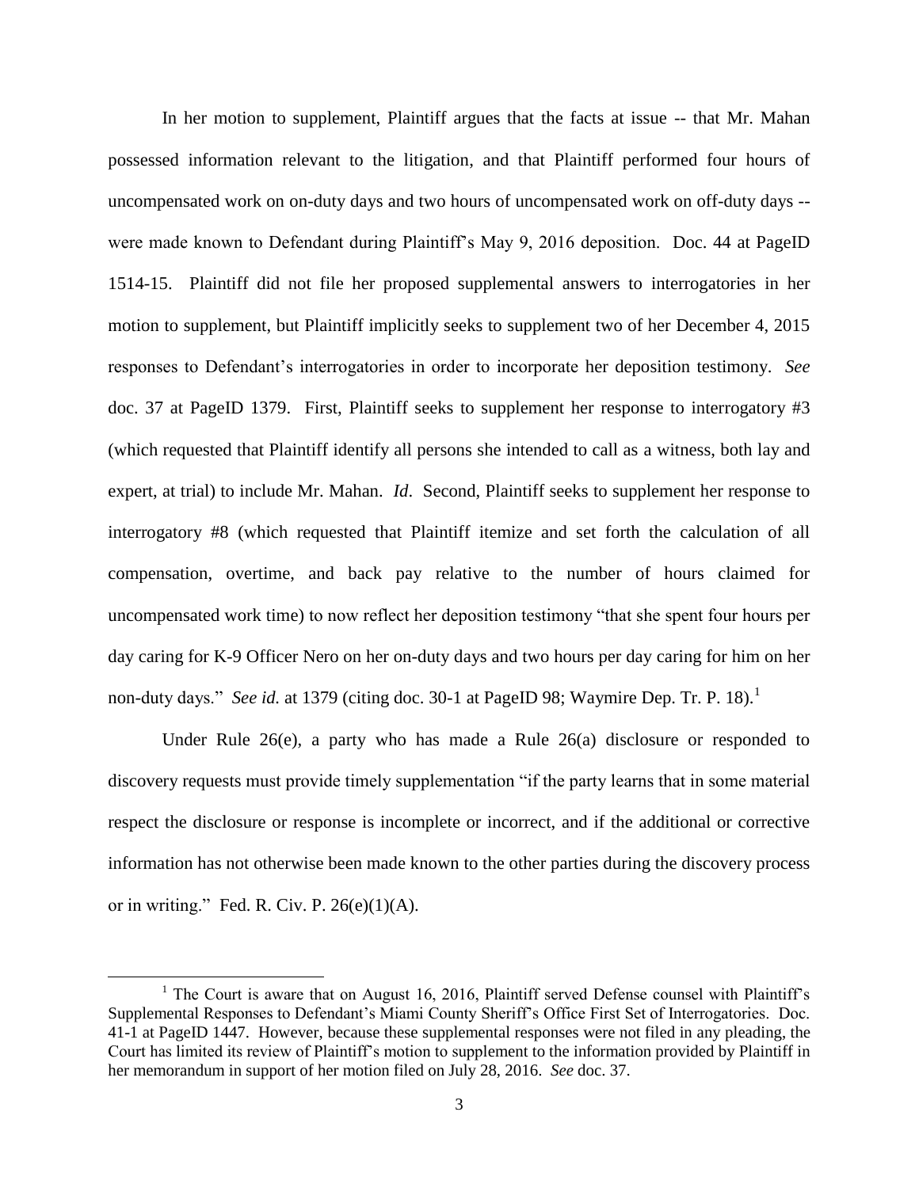In her motion to supplement, Plaintiff argues that the facts at issue -- that Mr. Mahan possessed information relevant to the litigation, and that Plaintiff performed four hours of uncompensated work on on-duty days and two hours of uncompensated work on off-duty days -- were made known to Defendant during Plaintiff's May 9, 2016 deposition. Doc. 44 at PageID 1514-15. Plaintiff did not file her proposed supplemental answers to interrogatories in her motion to supplement, but Plaintiff implicitly seeks to supplement two of her December 4, 2015 responses to Defendant's interrogatories in order to incorporate her deposition testimony. *See* doc. 37 at PageID 1379. First, Plaintiff seeks to supplement her response to interrogatory #3 (which requested that Plaintiff identify all persons she intended to call as a witness, both lay and expert, at trial) to include Mr. Mahan. *Id*. Second, Plaintiff seeks to supplement her response to interrogatory #8 (which requested that Plaintiff itemize and set forth the calculation of all compensation, overtime, and back pay relative to the number of hours claimed for uncompensated work time) to now reflect her deposition testimony "that she spent four hours per day caring for K-9 Officer Nero on her on-duty days and two hours per day caring for him on her non-duty days." *See id.* at 1379 (citing doc. 30-1 at PageID 98; Waymire Dep. Tr. P. 18).[1]

Under Rule 26(e), a party who has made a Rule 26(a) disclosure or responded to discovery requests must provide timely supplementation "if the party learns that in some material respect the disclosure or response is incomplete or incorrect, and if the additional or corrective information has not otherwise been made known to the other parties during the discovery process or in writing." Fed. R. Civ. P. 26(e)(1)(A).

[1] The Court is aware that on August 16, 2016, Plaintiff served Defense counsel with Plaintiff's Supplemental Responses to Defendant's Miami County Sheriff's Office First Set of Interrogatories. Doc. 41-1 at PageID 1447. However, because these supplemental responses were not filed in any pleading, the Court has limited its review of Plaintiff's motion to supplement to the information provided by Plaintiff in her memorandum in support of her motion filed on July 28, 2016. *See* doc. 37.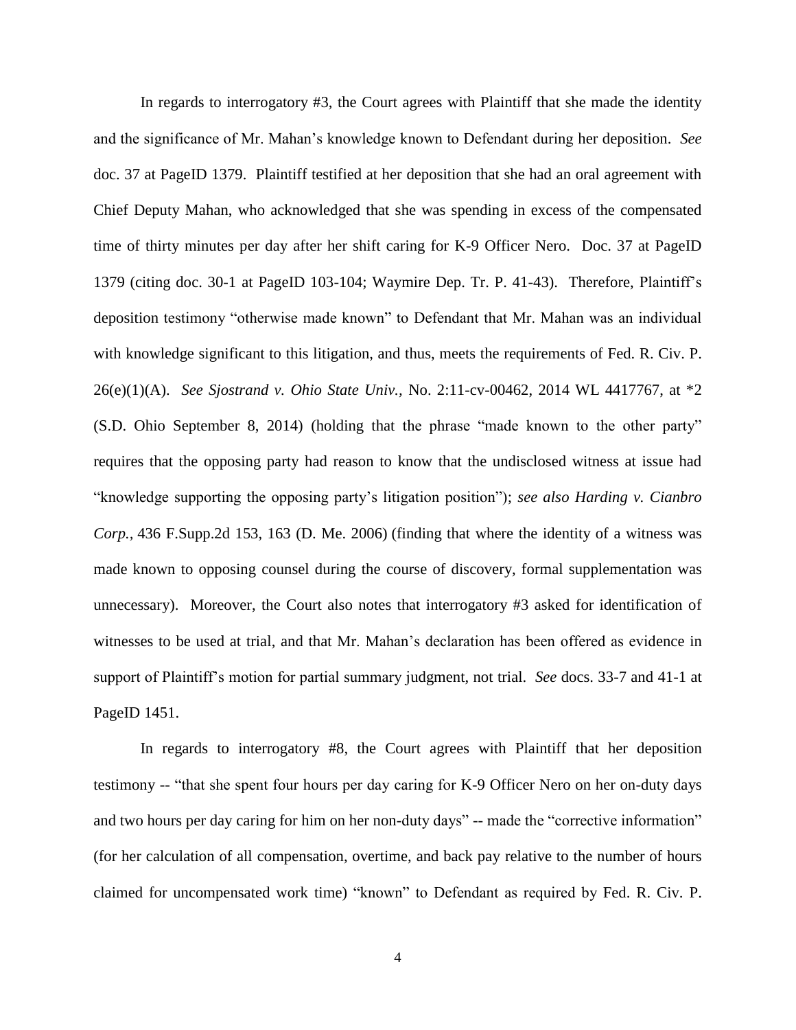In regards to interrogatory #3, the Court agrees with Plaintiff that she made the identity and the significance of Mr. Mahan's knowledge known to Defendant during her deposition. *See* doc. 37 at PageID 1379. Plaintiff testified at her deposition that she had an oral agreement with Chief Deputy Mahan, who acknowledged that she was spending in excess of the compensated time of thirty minutes per day after her shift caring for K-9 Officer Nero. Doc. 37 at PageID 1379 (citing doc. 30-1 at PageID 103-104; Waymire Dep. Tr. P. 41-43). Therefore, Plaintiff's deposition testimony "otherwise made known" to Defendant that Mr. Mahan was an individual with knowledge significant to this litigation, and thus, meets the requirements of Fed. R. Civ. P. 26(e)(1)(A). *See Sjostrand v. Ohio State Univ.,* No. 2:11-cv-00462, 2014 WL 4417767, at *2 (S.D. Ohio September 8, 2014) (holding that the phrase "made known to the other party" requires that the opposing party had reason to know that the undisclosed witness at issue had "knowledge supporting the opposing party's litigation position"); *see also Harding v. Cianbro Corp.,* 436 F.Supp.2d 153, 163 (D. Me. 2006) (finding that where the identity of a witness was made known to opposing counsel during the course of discovery, formal supplementation was unnecessary). Moreover, the Court also notes that interrogatory #3 asked for identification of witnesses to be used at trial, and that Mr. Mahan's declaration has been offered as evidence in support of Plaintiff's motion for partial summary judgment, not trial. *See* docs. 33-7 and 41-1 at PageID 1451.

In regards to interrogatory #8, the Court agrees with Plaintiff that her deposition testimony -- "that she spent four hours per day caring for K-9 Officer Nero on her on-duty days and two hours per day caring for him on her non-duty days" -- made the "corrective information" (for her calculation of all compensation, overtime, and back pay relative to the number of hours claimed for uncompensated work time) "known" to Defendant as required by Fed. R. Civ. P.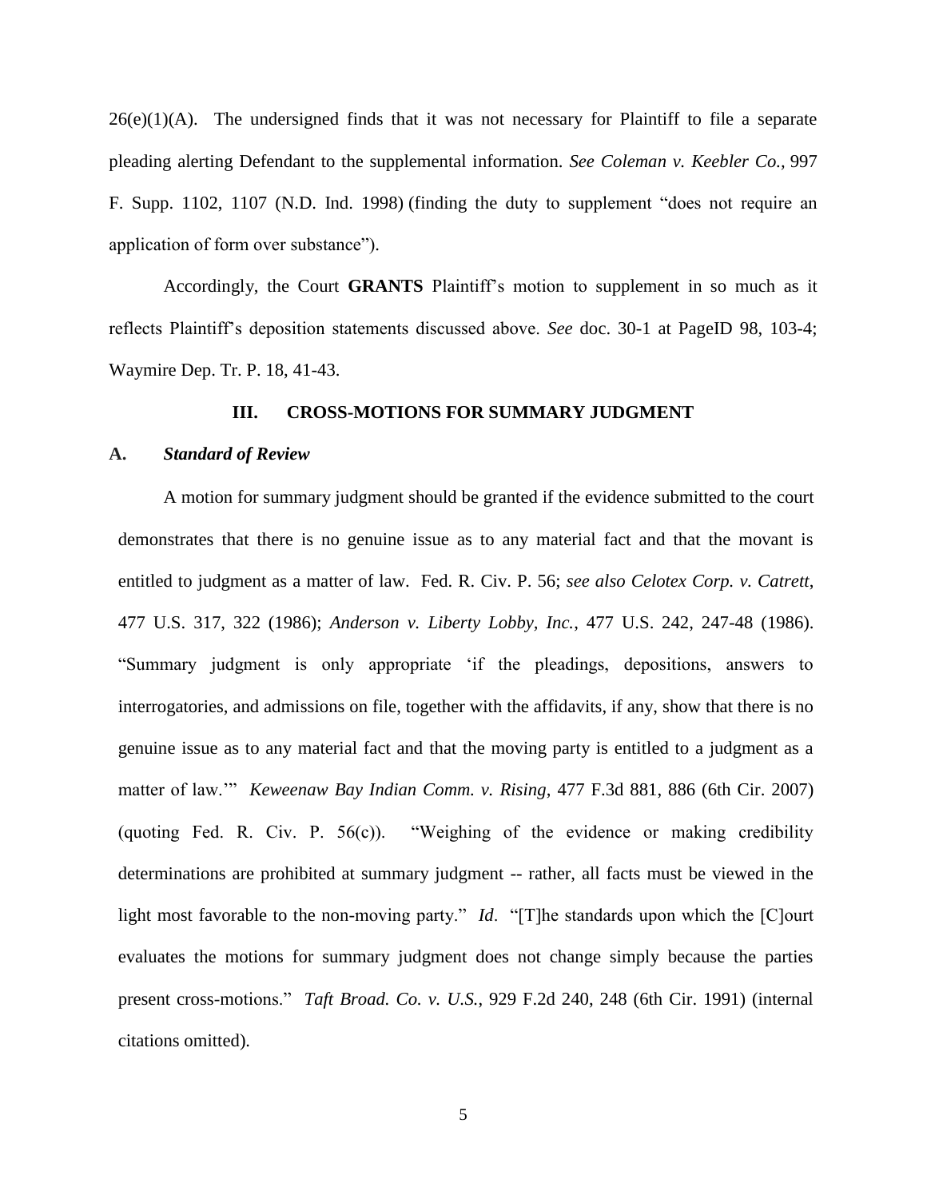26(e)(1)(A). The undersigned finds that it was not necessary for Plaintiff to file a separate pleading alerting Defendant to the supplemental information. *See Coleman v. Keebler Co.*, 997 F. Supp. 1102, 1107 (N.D. Ind. 1998) (finding the duty to supplement "does not require an application of form over substance").

Accordingly, the Court **GRANTS** Plaintiff's motion to supplement in so much as it reflects Plaintiff's deposition statements discussed above. *See* doc. 30-1 at PageID 98, 103-4; Waymire Dep. Tr. P. 18, 41-43.

## III. CROSS-MOTIONS FOR SUMMARY JUDGMENT

### A. *Standard of Review*

A motion for summary judgment should be granted if the evidence submitted to the court demonstrates that there is no genuine issue as to any material fact and that the movant is entitled to judgment as a matter of law. Fed. R. Civ. P. 56; *see also Celotex Corp. v. Catrett*, 477 U.S. 317, 322 (1986); *Anderson v. Liberty Lobby, Inc.*, 477 U.S. 242, 247-48 (1986). "Summary judgment is only appropriate 'if the pleadings, depositions, answers to interrogatories, and admissions on file, together with the affidavits, if any, show that there is no genuine issue as to any material fact and that the moving party is entitled to a judgment as a matter of law.'" *Keweenaw Bay Indian Comm. v. Rising*, 477 F.3d 881, 886 (6th Cir. 2007) (quoting Fed. R. Civ. P. 56(c)). "Weighing of the evidence or making credibility determinations are prohibited at summary judgment -- rather, all facts must be viewed in the light most favorable to the non-moving party." *Id*. "[T]he standards upon which the [C]ourt evaluates the motions for summary judgment does not change simply because the parties present cross-motions." *Taft Broad. Co. v. U.S.*, 929 F.2d 240, 248 (6th Cir. 1991) (internal citations omitted).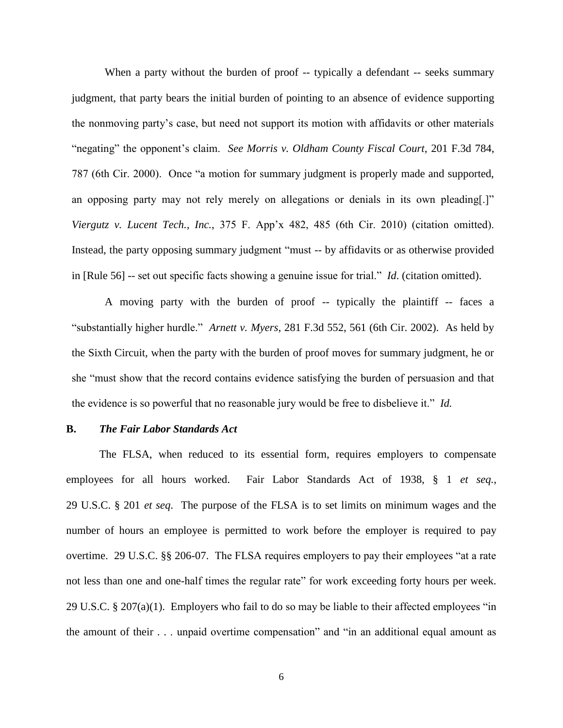When a party without the burden of proof -- typically a defendant -- seeks summary judgment, that party bears the initial burden of pointing to an absence of evidence supporting the nonmoving party's case, but need not support its motion with affidavits or other materials "negating" the opponent's claim. *See Morris v. Oldham County Fiscal Court*, 201 F.3d 784, 787 (6th Cir. 2000). Once "a motion for summary judgment is properly made and supported, an opposing party may not rely merely on allegations or denials in its own pleading[.]" *Viergutz v. Lucent Tech., Inc.*, 375 F. App'x 482, 485 (6th Cir. 2010) (citation omitted). Instead, the party opposing summary judgment "must -- by affidavits or as otherwise provided in [Rule 56] -- set out specific facts showing a genuine issue for trial." *Id*. (citation omitted).

A moving party with the burden of proof -- typically the plaintiff -- faces a "substantially higher hurdle." *Arnett v. Myers*, 281 F.3d 552, 561 (6th Cir. 2002). As held by the Sixth Circuit, when the party with the burden of proof moves for summary judgment, he or she "must show that the record contains evidence satisfying the burden of persuasion and that the evidence is so powerful that no reasonable jury would be free to disbelieve it." *Id.*

### B. *The Fair Labor Standards Act*

The FLSA, when reduced to its essential form, requires employers to compensate employees for all hours worked. Fair Labor Standards Act of 1938, § 1 *et seq.*, 29 U.S.C. § 201 *et seq.* The purpose of the FLSA is to set limits on minimum wages and the number of hours an employee is permitted to work before the employer is required to pay overtime. 29 U.S.C. §§ 206-07. The FLSA requires employers to pay their employees "at a rate not less than one and one-half times the regular rate" for work exceeding forty hours per week. 29 U.S.C. § 207(a)(1). Employers who fail to do so may be liable to their affected employees "in the amount of their . . . unpaid overtime compensation" and "in an additional equal amount as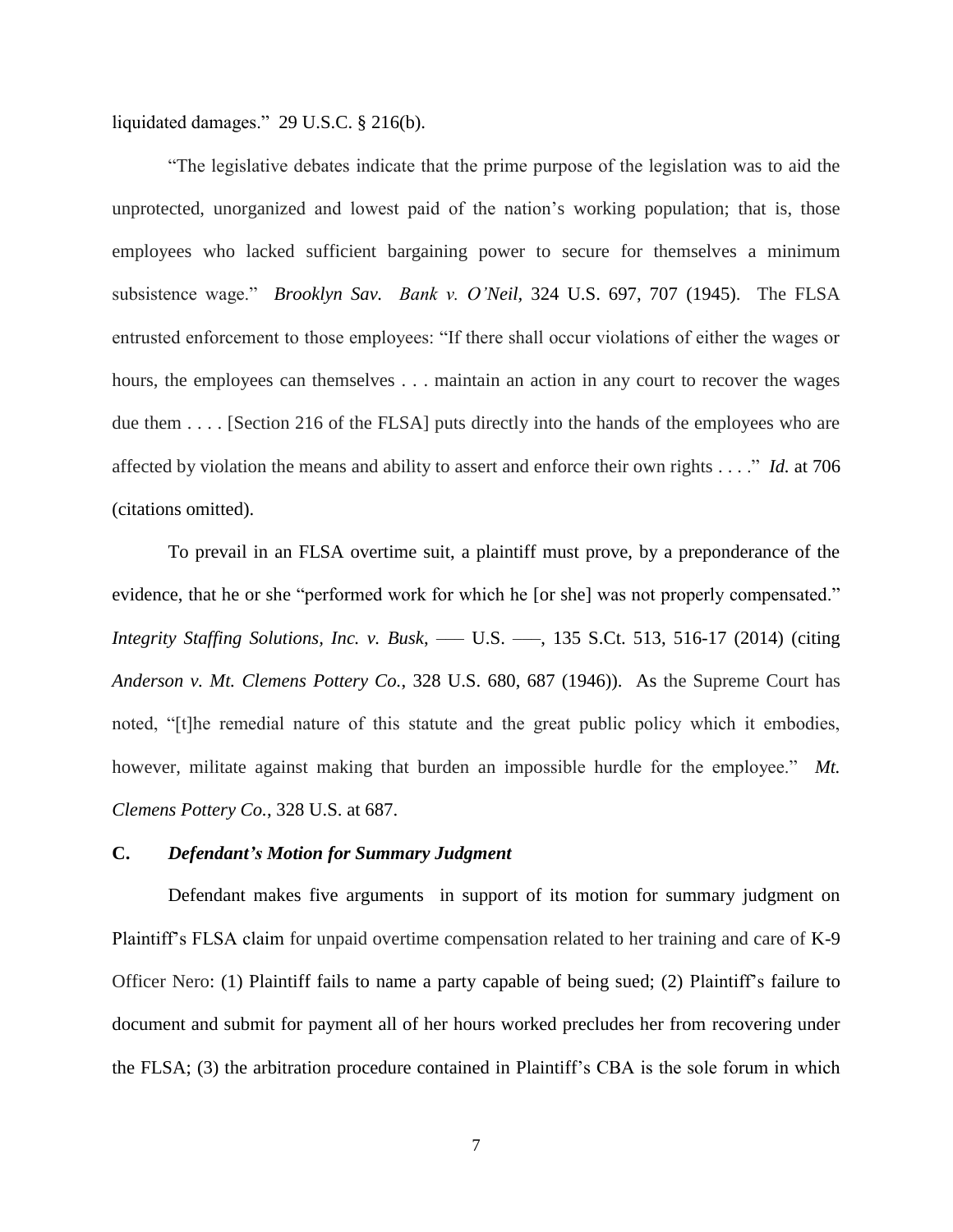liquidated damages." 29 U.S.C. § 216(b).

"The legislative debates indicate that the prime purpose of the legislation was to aid the unprotected, unorganized and lowest paid of the nation's working population; that is, those employees who lacked sufficient bargaining power to secure for themselves a minimum subsistence wage." *Brooklyn Sav. Bank v. O'Neil*, 324 U.S. 697, 707 (1945). The FLSA entrusted enforcement to those employees: "If there shall occur violations of either the wages or hours, the employees can themselves . . . maintain an action in any court to recover the wages due them . . . . [Section 216 of the FLSA] puts directly into the hands of the employees who are affected by violation the means and ability to assert and enforce their own rights . . . ." *Id.* at 706 (citations omitted).

To prevail in an FLSA overtime suit, a plaintiff must prove, by a preponderance of the evidence, that he or she "performed work for which he [or she] was not properly compensated." *Integrity Staffing Solutions, Inc. v. Busk*, ––– U.S. –––, 135 S.Ct. 513, 516-17 (2014) (citing *Anderson v. Mt. Clemens Pottery Co.*, 328 U.S. 680, 687 (1946)). As the Supreme Court has noted, "[t]he remedial nature of this statute and the great public policy which it embodies, however, militate against making that burden an impossible hurdle for the employee." *Mt. Clemens Pottery Co.*, 328 U.S. at 687.

### C. *Defendant's Motion for Summary Judgment*

Defendant makes five arguments in support of its motion for summary judgment on Plaintiff's FLSA claim for unpaid overtime compensation related to her training and care of K-9 Officer Nero: (1) Plaintiff fails to name a party capable of being sued; (2) Plaintiff's failure to document and submit for payment all of her hours worked precludes her from recovering under the FLSA; (3) the arbitration procedure contained in Plaintiff's CBA is the sole forum in which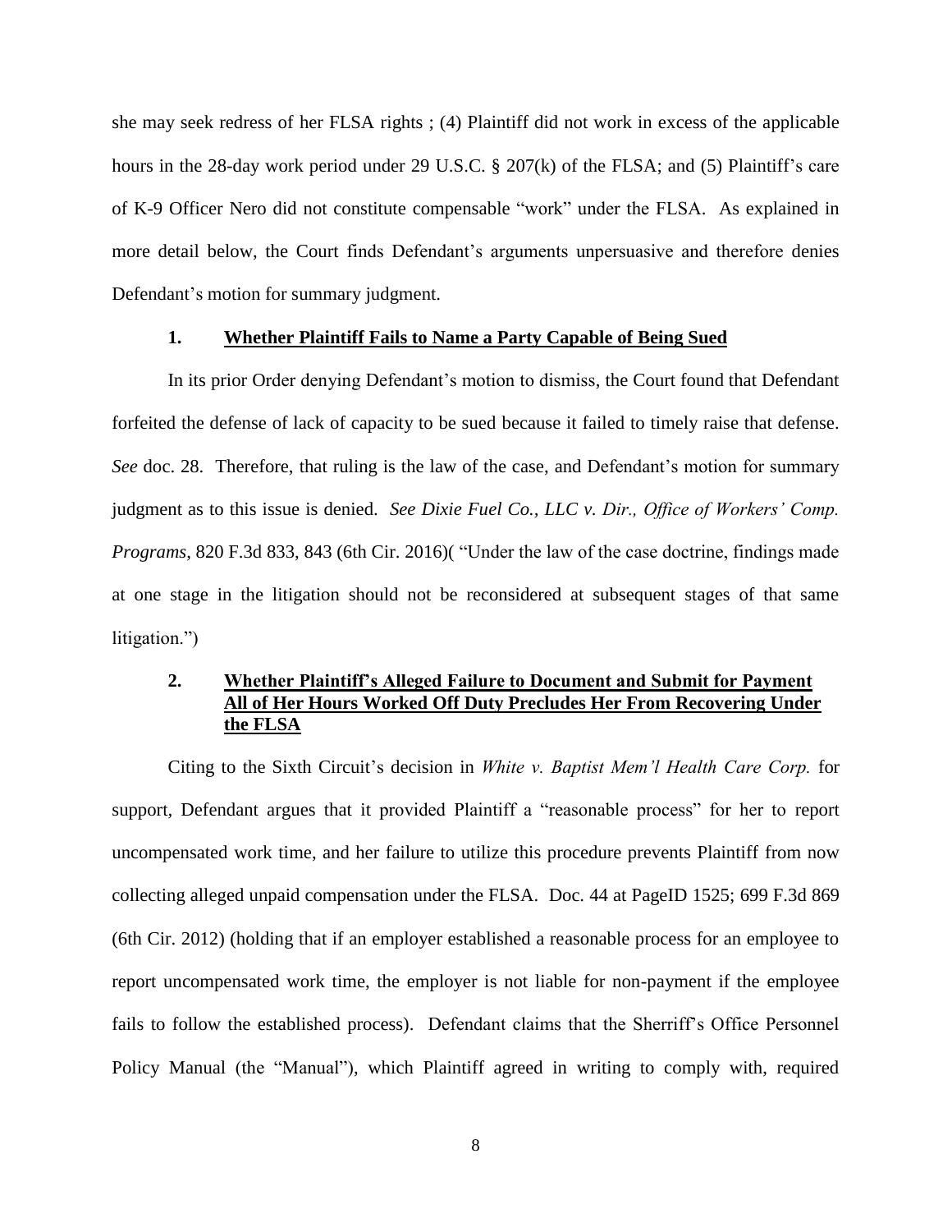she may seek redress of her FLSA rights ; (4) Plaintiff did not work in excess of the applicable hours in the 28-day work period under 29 U.S.C. § 207(k) of the FLSA; and (5) Plaintiff's care of K-9 Officer Nero did not constitute compensable "work" under the FLSA. As explained in more detail below, the Court finds Defendant's arguments unpersuasive and therefore denies Defendant's motion for summary judgment.

### 1. <u>Whether Plaintiff Fails to Name a Party Capable of Being Sued</u>

In its prior Order denying Defendant's motion to dismiss, the Court found that Defendant forfeited the defense of lack of capacity to be sued because it failed to timely raise that defense. *See* doc. 28. Therefore, that ruling is the law of the case, and Defendant's motion for summary judgment as to this issue is denied. *See Dixie Fuel Co., LLC v. Dir., Office of Workers' Comp. Programs*, 820 F.3d 833, 843 (6th Cir. 2016)( "Under the law of the case doctrine, findings made at one stage in the litigation should not be reconsidered at subsequent stages of that same litigation.")

### 2. <u>Whether Plaintiff's Alleged Failure to Document and Submit for Payment All of Her Hours Worked Off Duty Precludes Her From Recovering Under the FLSA</u>

Citing to the Sixth Circuit's decision in *White v. Baptist Mem'l Health Care Corp.* for support, Defendant argues that it provided Plaintiff a "reasonable process" for her to report uncompensated work time, and her failure to utilize this procedure prevents Plaintiff from now collecting alleged unpaid compensation under the FLSA. Doc. 44 at PageID 1525; 699 F.3d 869 (6th Cir. 2012) (holding that if an employer established a reasonable process for an employee to report uncompensated work time, the employer is not liable for non-payment if the employee fails to follow the established process). Defendant claims that the Sherriff's Office Personnel Policy Manual (the "Manual"), which Plaintiff agreed in writing to comply with, required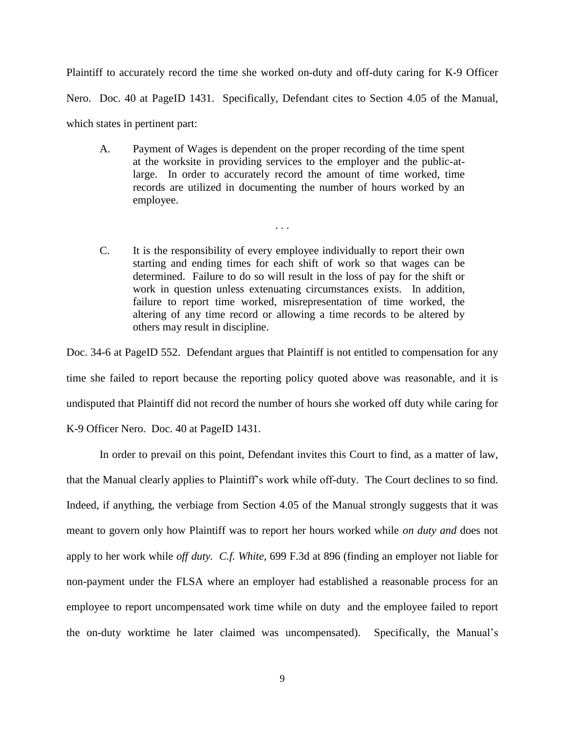Plaintiff to accurately record the time she worked on-duty and off-duty caring for K-9 Officer Nero. Doc. 40 at PageID 1431. Specifically, Defendant cites to Section 4.05 of the Manual, which states in pertinent part:

> A. Payment of Wages is dependent on the proper recording of the time spent at the worksite in providing services to the employer and the public-at-large. In order to accurately record the amount of time worked, time records are utilized in documenting the number of hours worked by an employee.
>
> . . .
>
> C. It is the responsibility of every employee individually to report their own starting and ending times for each shift of work so that wages can be determined. Failure to do so will result in the loss of pay for the shift or work in question unless extenuating circumstances exists. In addition, failure to report time worked, misrepresentation of time worked, the altering of any time record or allowing a time records to be altered by others may result in discipline.

Doc. 34-6 at PageID 552. Defendant argues that Plaintiff is not entitled to compensation for any time she failed to report because the reporting policy quoted above was reasonable, and it is undisputed that Plaintiff did not record the number of hours she worked off duty while caring for K-9 Officer Nero. Doc. 40 at PageID 1431.

In order to prevail on this point, Defendant invites this Court to find, as a matter of law, that the Manual clearly applies to Plaintiff's work while off-duty. The Court declines to so find. Indeed, if anything, the verbiage from Section 4.05 of the Manual strongly suggests that it was meant to govern only how Plaintiff was to report her hours worked while *on duty and* does not apply to her work while *off duty. C.f. White*, 699 F.3d at 896 (finding an employer not liable for non-payment under the FLSA where an employer had established a reasonable process for an employee to report uncompensated work time while on duty and the employee failed to report the on-duty worktime he later claimed was uncompensated). Specifically, the Manual's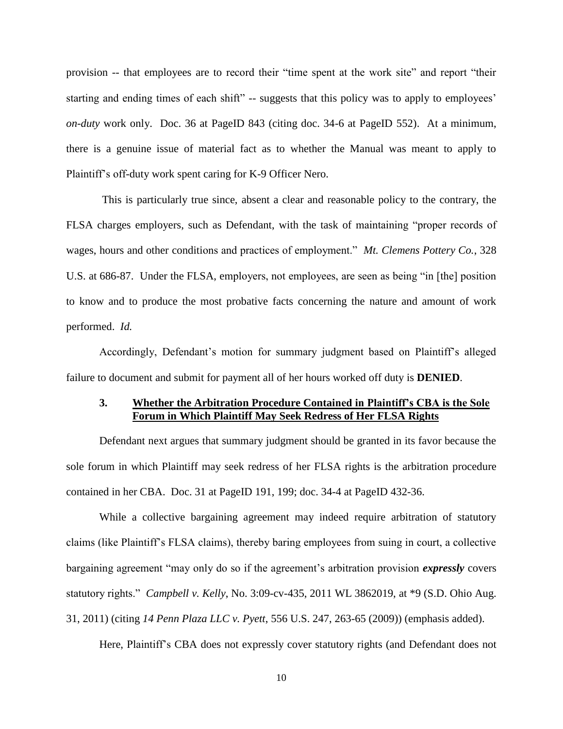provision -- that employees are to record their "time spent at the work site" and report "their starting and ending times of each shift" -- suggests that this policy was to apply to employees' *on-duty* work only. Doc. 36 at PageID 843 (citing doc. 34-6 at PageID 552). At a minimum, there is a genuine issue of material fact as to whether the Manual was meant to apply to Plaintiff's off-duty work spent caring for K-9 Officer Nero.

This is particularly true since, absent a clear and reasonable policy to the contrary, the FLSA charges employers, such as Defendant, with the task of maintaining "proper records of wages, hours and other conditions and practices of employment." *Mt. Clemens Pottery Co.*, 328 U.S. at 686-87. Under the FLSA, employers, not employees, are seen as being "in [the] position to know and to produce the most probative facts concerning the nature and amount of work performed. *Id.*

Accordingly, Defendant's motion for summary judgment based on Plaintiff's alleged failure to document and submit for payment all of her hours worked off duty is **DENIED**.

### 3. Whether the Arbitration Procedure Contained in Plaintiff's CBA is the Sole Forum in Which Plaintiff May Seek Redress of Her FLSA Rights

Defendant next argues that summary judgment should be granted in its favor because the sole forum in which Plaintiff may seek redress of her FLSA rights is the arbitration procedure contained in her CBA. Doc. 31 at PageID 191, 199; doc. 34-4 at PageID 432-36.

While a collective bargaining agreement may indeed require arbitration of statutory claims (like Plaintiff's FLSA claims), thereby baring employees from suing in court, a collective bargaining agreement "may only do so if the agreement's arbitration provision ***expressly*** covers statutory rights." *Campbell v. Kelly*, No. 3:09-cv-435, 2011 WL 3862019, at *9 (S.D. Ohio Aug. 31, 2011) (citing *14 Penn Plaza LLC v. Pyett*, 556 U.S. 247, 263-65 (2009)) (emphasis added).

Here, Plaintiff's CBA does not expressly cover statutory rights (and Defendant does not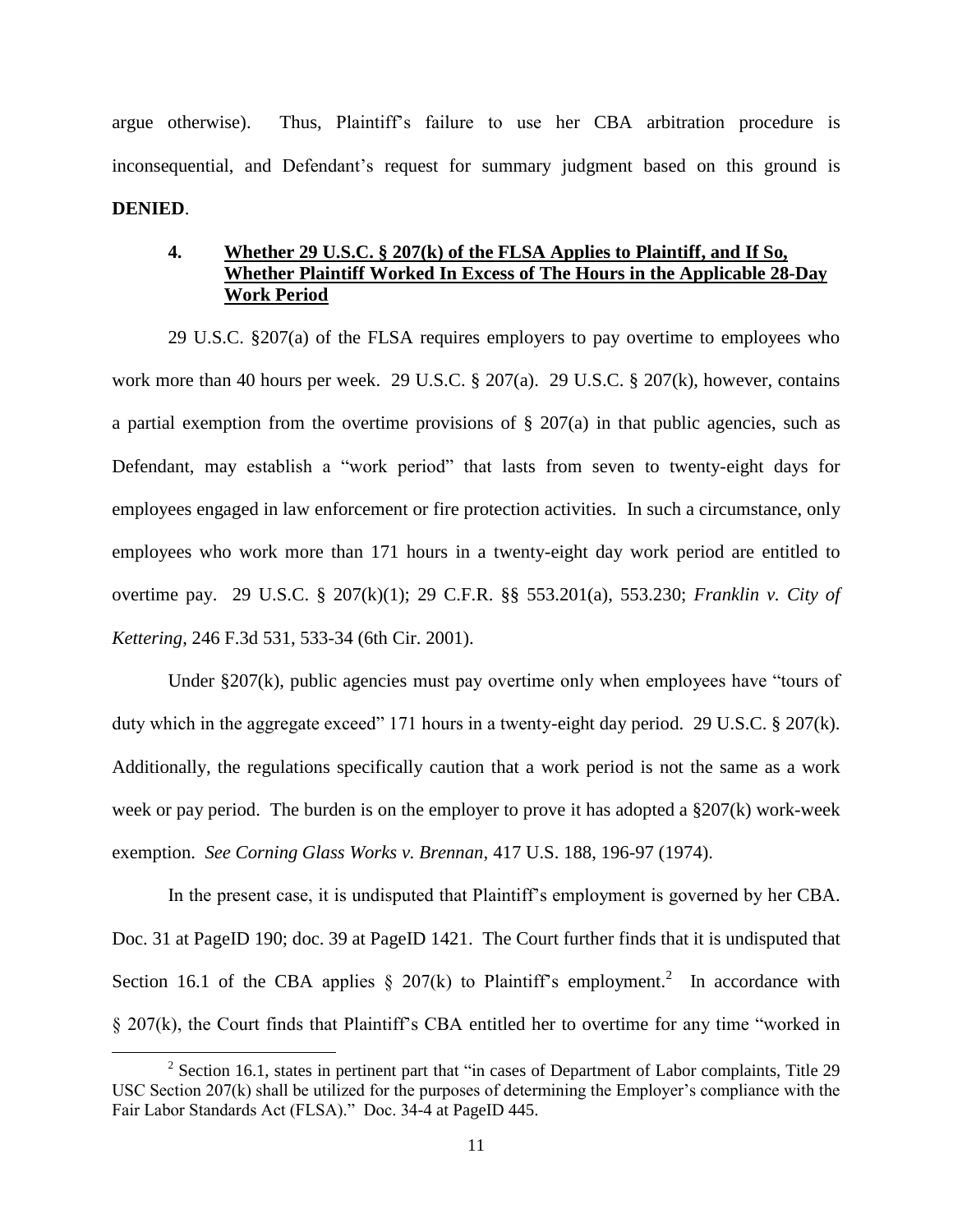argue otherwise). Thus, Plaintiff's failure to use her CBA arbitration procedure is inconsequential, and Defendant's request for summary judgment based on this ground is **DENIED**.

### 4. Whether 29 U.S.C. § 207(k) of the FLSA Applies to Plaintiff, and If So, Whether Plaintiff Worked In Excess of The Hours in the Applicable 28-Day Work Period

29 U.S.C. §207(a) of the FLSA requires employers to pay overtime to employees who work more than 40 hours per week. 29 U.S.C. § 207(a). 29 U.S.C. § 207(k), however, contains a partial exemption from the overtime provisions of § 207(a) in that public agencies, such as Defendant, may establish a "work period" that lasts from seven to twenty-eight days for employees engaged in law enforcement or fire protection activities. In such a circumstance, only employees who work more than 171 hours in a twenty-eight day work period are entitled to overtime pay. 29 U.S.C. § 207(k)(1); 29 C.F.R. §§ 553.201(a), 553.230; *Franklin v. City of Kettering*, 246 F.3d 531, 533-34 (6th Cir. 2001).

Under §207(k), public agencies must pay overtime only when employees have "tours of duty which in the aggregate exceed" 171 hours in a twenty-eight day period. 29 U.S.C. § 207(k). Additionally, the regulations specifically caution that a work period is not the same as a work week or pay period. The burden is on the employer to prove it has adopted a §207(k) work-week exemption. *See Corning Glass Works v. Brennan*, 417 U.S. 188, 196-97 (1974).

In the present case, it is undisputed that Plaintiff's employment is governed by her CBA. Doc. 31 at PageID 190; doc. 39 at PageID 1421. The Court further finds that it is undisputed that Section 16.1 of the CBA applies § 207(k) to Plaintiff's employment.[2] In accordance with § 207(k), the Court finds that Plaintiff's CBA entitled her to overtime for any time "worked in

[2] Section 16.1, states in pertinent part that "in cases of Department of Labor complaints, Title 29 USC Section 207(k) shall be utilized for the purposes of determining the Employer's compliance with the Fair Labor Standards Act (FLSA)." Doc. 34-4 at PageID 445.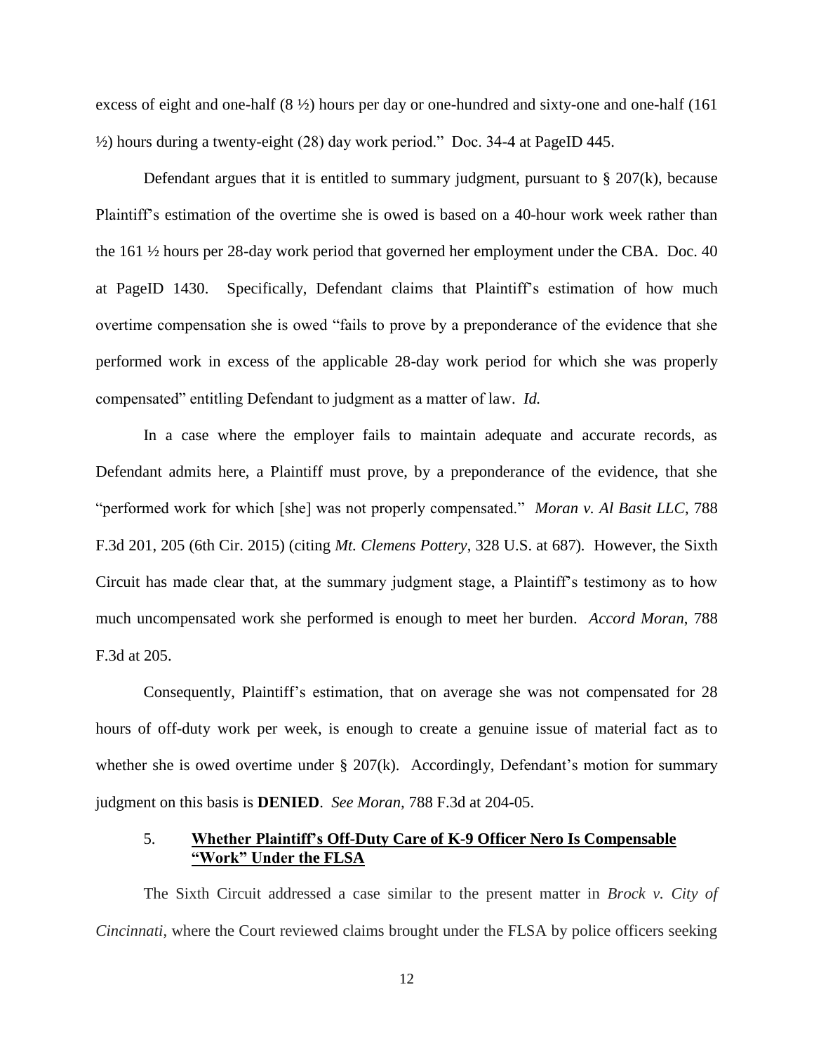excess of eight and one-half (8 ½) hours per day or one-hundred and sixty-one and one-half (161 ½) hours during a twenty-eight (28) day work period." Doc. 34-4 at PageID 445.

Defendant argues that it is entitled to summary judgment, pursuant to § 207(k), because Plaintiff's estimation of the overtime she is owed is based on a 40-hour work week rather than the 161 ½ hours per 28-day work period that governed her employment under the CBA. Doc. 40 at PageID 1430. Specifically, Defendant claims that Plaintiff's estimation of how much overtime compensation she is owed "fails to prove by a preponderance of the evidence that she performed work in excess of the applicable 28-day work period for which she was properly compensated" entitling Defendant to judgment as a matter of law. *Id.*

In a case where the employer fails to maintain adequate and accurate records, as Defendant admits here, a Plaintiff must prove, by a preponderance of the evidence, that she "performed work for which [she] was not properly compensated." *Moran v. Al Basit LLC*, 788 F.3d 201, 205 (6th Cir. 2015) (citing *Mt. Clemens Pottery*, 328 U.S. at 687). However, the Sixth Circuit has made clear that, at the summary judgment stage, a Plaintiff's testimony as to how much uncompensated work she performed is enough to meet her burden. *Accord Moran*, 788 F.3d at 205.

Consequently, Plaintiff's estimation, that on average she was not compensated for 28 hours of off-duty work per week, is enough to create a genuine issue of material fact as to whether she is owed overtime under § 207(k). Accordingly, Defendant's motion for summary judgment on this basis is **DENIED**. *See Moran*, 788 F.3d at 204-05.

### 5. Whether Plaintiff's Off-Duty Care of K-9 Officer Nero Is Compensable "Work" Under the FLSA

The Sixth Circuit addressed a case similar to the present matter in *Brock v. City of Cincinnati*, where the Court reviewed claims brought under the FLSA by police officers seeking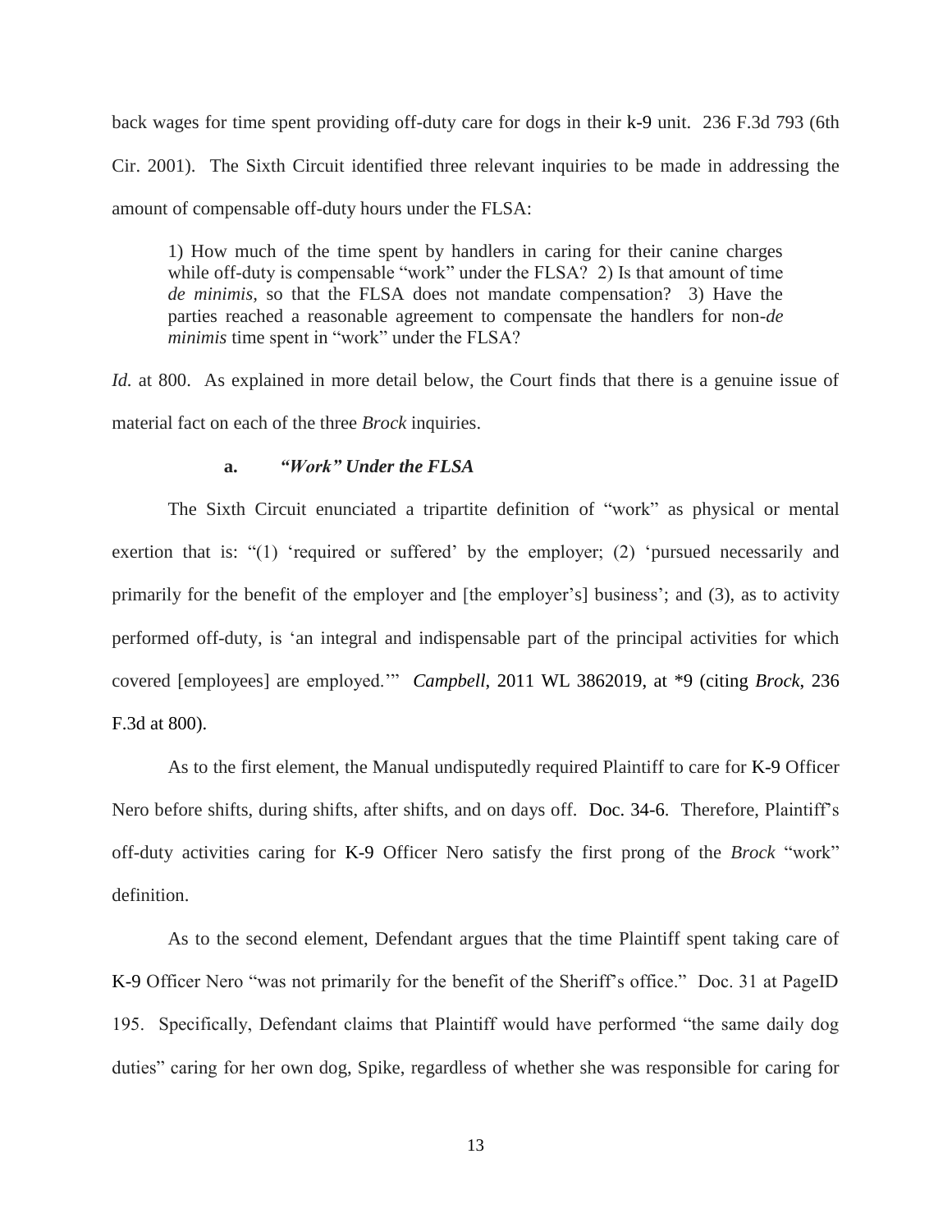back wages for time spent providing off-duty care for dogs in their k-9 unit. 236 F.3d 793 (6th Cir. 2001). The Sixth Circuit identified three relevant inquiries to be made in addressing the amount of compensable off-duty hours under the FLSA:

> 1) How much of the time spent by handlers in caring for their canine charges while off-duty is compensable "work" under the FLSA? 2) Is that amount of time *de minimis*, so that the FLSA does not mandate compensation? 3) Have the parties reached a reasonable agreement to compensate the handlers for non-*de minimis* time spent in "work" under the FLSA?

*Id.* at 800. As explained in more detail below, the Court finds that there is a genuine issue of material fact on each of the three *Brock* inquiries.

**a.** ***"Work" Under the FLSA***

The Sixth Circuit enunciated a tripartite definition of "work" as physical or mental exertion that is: "(1) 'required or suffered' by the employer; (2) 'pursued necessarily and primarily for the benefit of the employer and [the employer's] business'; and (3), as to activity performed off-duty, is 'an integral and indispensable part of the principal activities for which covered [employees] are employed.'" *Campbell*, 2011 WL 3862019, at *9 (citing *Brock*, 236 F.3d at 800).

As to the first element, the Manual undisputedly required Plaintiff to care for K-9 Officer Nero before shifts, during shifts, after shifts, and on days off. Doc. 34-6. Therefore, Plaintiff's off-duty activities caring for K-9 Officer Nero satisfy the first prong of the *Brock* "work" definition.

As to the second element, Defendant argues that the time Plaintiff spent taking care of K-9 Officer Nero "was not primarily for the benefit of the Sheriff's office." Doc. 31 at PageID 195. Specifically, Defendant claims that Plaintiff would have performed "the same daily dog duties" caring for her own dog, Spike, regardless of whether she was responsible for caring for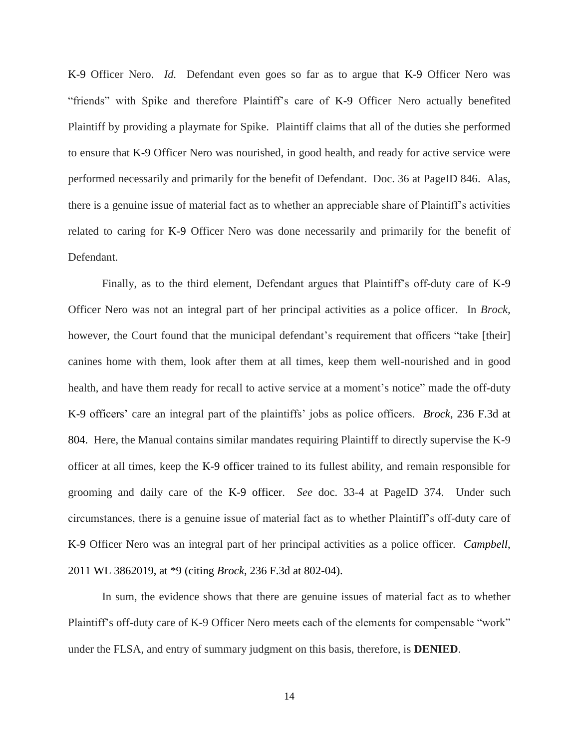K-9 Officer Nero. *Id.* Defendant even goes so far as to argue that K-9 Officer Nero was "friends" with Spike and therefore Plaintiff's care of K-9 Officer Nero actually benefited Plaintiff by providing a playmate for Spike. Plaintiff claims that all of the duties she performed to ensure that K-9 Officer Nero was nourished, in good health, and ready for active service were performed necessarily and primarily for the benefit of Defendant. Doc. 36 at PageID 846. Alas, there is a genuine issue of material fact as to whether an appreciable share of Plaintiff's activities related to caring for K-9 Officer Nero was done necessarily and primarily for the benefit of Defendant.

Finally, as to the third element, Defendant argues that Plaintiff's off-duty care of K-9 Officer Nero was not an integral part of her principal activities as a police officer. In *Brock,* however, the Court found that the municipal defendant's requirement that officers "take [their] canines home with them, look after them at all times, keep them well-nourished and in good health, and have them ready for recall to active service at a moment's notice" made the off-duty K-9 officers' care an integral part of the plaintiffs' jobs as police officers. *Brock*, 236 F.3d at 804. Here, the Manual contains similar mandates requiring Plaintiff to directly supervise the K-9 officer at all times, keep the K-9 officer trained to its fullest ability, and remain responsible for grooming and daily care of the K-9 officer. *See* doc. 33-4 at PageID 374. Under such circumstances, there is a genuine issue of material fact as to whether Plaintiff's off-duty care of K-9 Officer Nero was an integral part of her principal activities as a police officer. *Campbell*, 2011 WL 3862019, at *9 (citing *Brock*, 236 F.3d at 802-04).

In sum, the evidence shows that there are genuine issues of material fact as to whether Plaintiff's off-duty care of K-9 Officer Nero meets each of the elements for compensable "work" under the FLSA, and entry of summary judgment on this basis, therefore, is **DENIED**.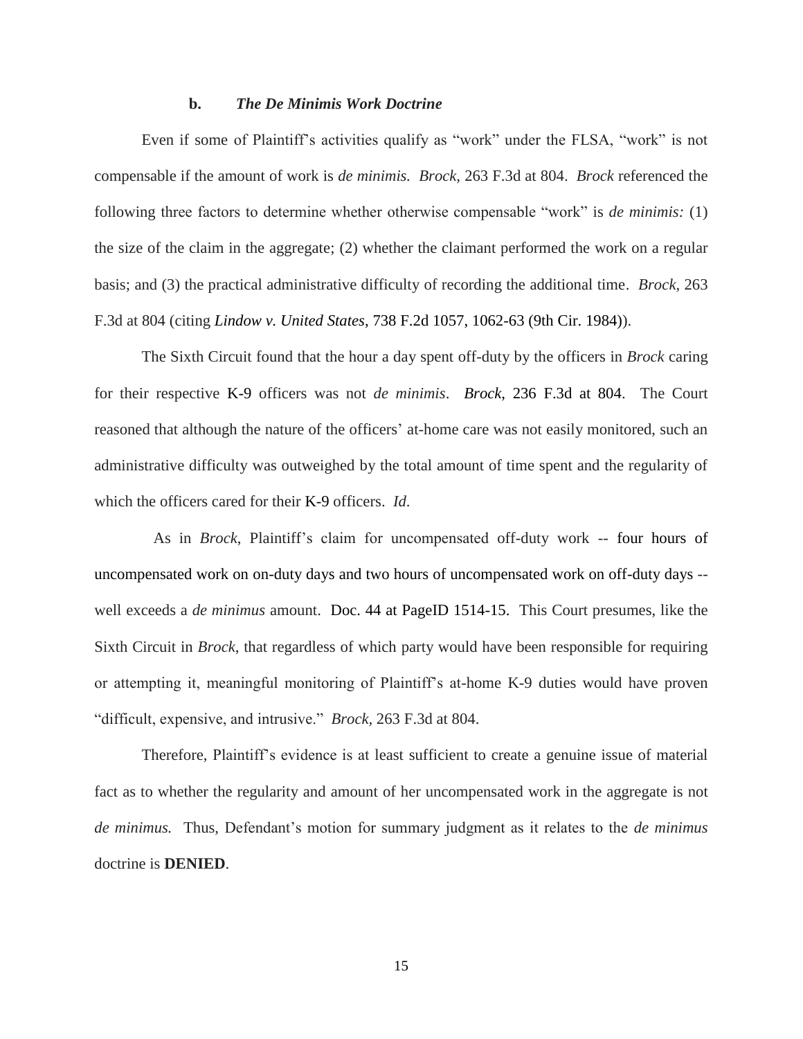### b. *The De Minimis Work Doctrine*

Even if some of Plaintiff's activities qualify as "work" under the FLSA, "work" is not compensable if the amount of work is *de minimis. Brock*, 263 F.3d at 804. *Brock* referenced the following three factors to determine whether otherwise compensable "work" is *de minimis:* (1) the size of the claim in the aggregate; (2) whether the claimant performed the work on a regular basis; and (3) the practical administrative difficulty of recording the additional time. *Brock*, 263 F.3d at 804 (citing *Lindow v. United States*, 738 F.2d 1057, 1062-63 (9th Cir. 1984)).

The Sixth Circuit found that the hour a day spent off-duty by the officers in *Brock* caring for their respective K-9 officers was not *de minimis*. *Brock*, 236 F.3d at 804. The Court reasoned that although the nature of the officers' at-home care was not easily monitored, such an administrative difficulty was outweighed by the total amount of time spent and the regularity of which the officers cared for their K-9 officers. *Id.*

As in *Brock,* Plaintiff's claim for uncompensated off-duty work -- four hours of uncompensated work on on-duty days and two hours of uncompensated work on off-duty days -- well exceeds a *de minimus* amount. Doc. 44 at PageID 1514-15. This Court presumes, like the Sixth Circuit in *Brock*, that regardless of which party would have been responsible for requiring or attempting it, meaningful monitoring of Plaintiff's at-home K-9 duties would have proven "difficult, expensive, and intrusive." *Brock*, 263 F.3d at 804.

Therefore, Plaintiff's evidence is at least sufficient to create a genuine issue of material fact as to whether the regularity and amount of her uncompensated work in the aggregate is not *de minimus.* Thus, Defendant's motion for summary judgment as it relates to the *de minimus* doctrine is **DENIED**.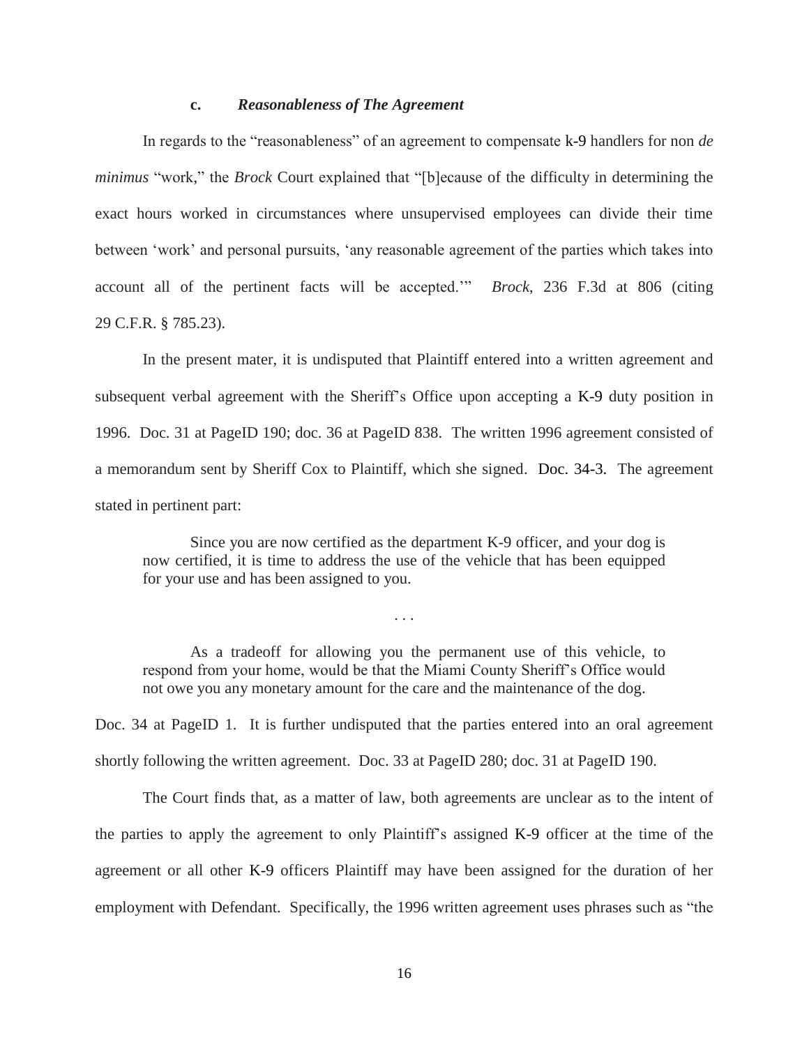### c. *Reasonableness of The Agreement*

In regards to the "reasonableness" of an agreement to compensate k-9 handlers for non *de minimus* "work," the *Brock* Court explained that "[b]ecause of the difficulty in determining the exact hours worked in circumstances where unsupervised employees can divide their time between 'work' and personal pursuits, 'any reasonable agreement of the parties which takes into account all of the pertinent facts will be accepted.'" *Brock*, 236 F.3d at 806 (citing 29 C.F.R. § 785.23).

In the present mater, it is undisputed that Plaintiff entered into a written agreement and subsequent verbal agreement with the Sheriff's Office upon accepting a K-9 duty position in 1996. Doc. 31 at PageID 190; doc. 36 at PageID 838. The written 1996 agreement consisted of a memorandum sent by Sheriff Cox to Plaintiff, which she signed. Doc. 34-3. The agreement stated in pertinent part:

> Since you are now certified as the department K-9 officer, and your dog is now certified, it is time to address the use of the vehicle that has been equipped for your use and has been assigned to you.
>
> . . .
>
> As a tradeoff for allowing you the permanent use of this vehicle, to respond from your home, would be that the Miami County Sheriff's Office would not owe you any monetary amount for the care and the maintenance of the dog.

Doc. 34 at PageID 1. It is further undisputed that the parties entered into an oral agreement shortly following the written agreement. Doc. 33 at PageID 280; doc. 31 at PageID 190.

The Court finds that, as a matter of law, both agreements are unclear as to the intent of the parties to apply the agreement to only Plaintiff's assigned K-9 officer at the time of the agreement or all other K-9 officers Plaintiff may have been assigned for the duration of her employment with Defendant. Specifically, the 1996 written agreement uses phrases such as "the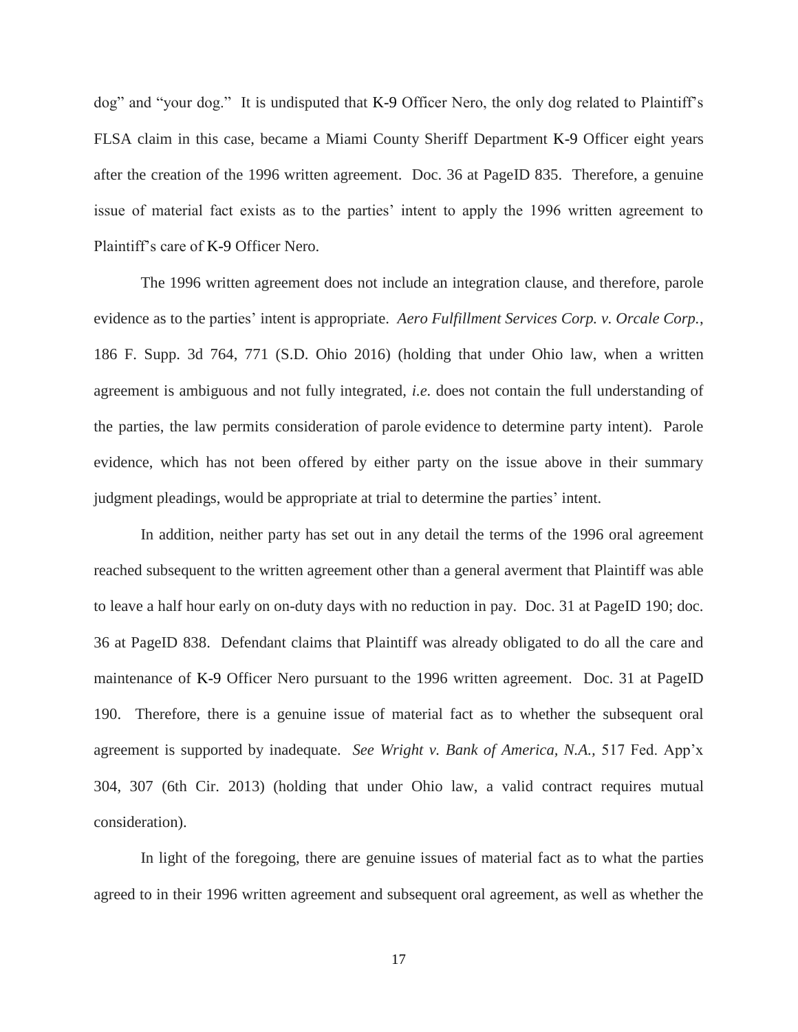dog" and "your dog." It is undisputed that K-9 Officer Nero, the only dog related to Plaintiff's FLSA claim in this case, became a Miami County Sheriff Department K-9 Officer eight years after the creation of the 1996 written agreement. Doc. 36 at PageID 835. Therefore, a genuine issue of material fact exists as to the parties' intent to apply the 1996 written agreement to Plaintiff's care of K-9 Officer Nero.

The 1996 written agreement does not include an integration clause, and therefore, parole evidence as to the parties' intent is appropriate. *Aero Fulfillment Services Corp. v. Orcale Corp.*, 186 F. Supp. 3d 764, 771 (S.D. Ohio 2016) (holding that under Ohio law, when a written agreement is ambiguous and not fully integrated, *i.e.* does not contain the full understanding of the parties, the law permits consideration of parole evidence to determine party intent). Parole evidence, which has not been offered by either party on the issue above in their summary judgment pleadings, would be appropriate at trial to determine the parties' intent.

In addition, neither party has set out in any detail the terms of the 1996 oral agreement reached subsequent to the written agreement other than a general averment that Plaintiff was able to leave a half hour early on on-duty days with no reduction in pay. Doc. 31 at PageID 190; doc. 36 at PageID 838. Defendant claims that Plaintiff was already obligated to do all the care and maintenance of K-9 Officer Nero pursuant to the 1996 written agreement. Doc. 31 at PageID 190. Therefore, there is a genuine issue of material fact as to whether the subsequent oral agreement is supported by inadequate. *See Wright v. Bank of America, N.A.*, 517 Fed. App'x 304, 307 (6th Cir. 2013) (holding that under Ohio law, a valid contract requires mutual consideration).

In light of the foregoing, there are genuine issues of material fact as to what the parties agreed to in their 1996 written agreement and subsequent oral agreement, as well as whether the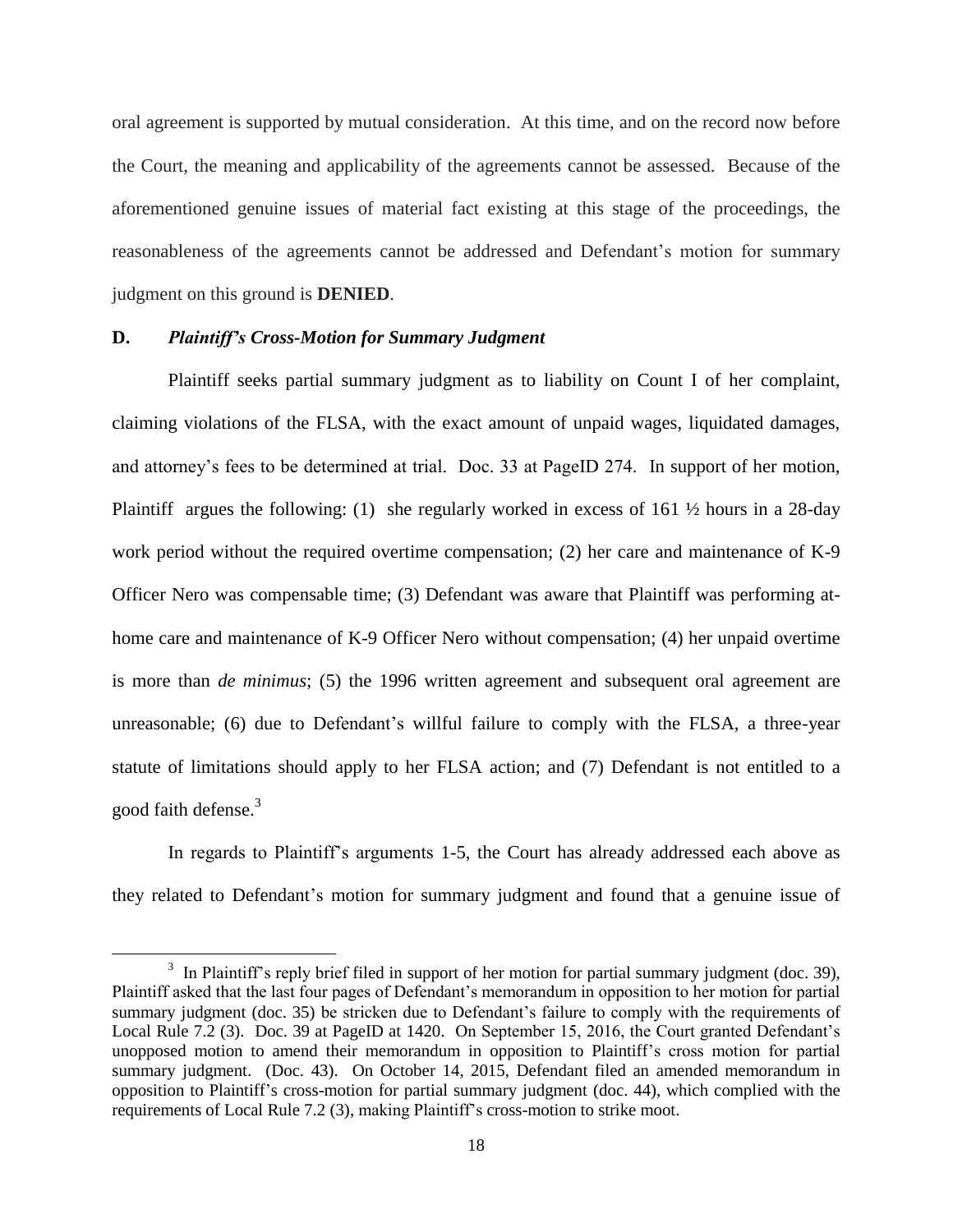oral agreement is supported by mutual consideration. At this time, and on the record now before the Court, the meaning and applicability of the agreements cannot be assessed. Because of the aforementioned genuine issues of material fact existing at this stage of the proceedings, the reasonableness of the agreements cannot be addressed and Defendant's motion for summary judgment on this ground is **DENIED**.

**D.** ***Plaintiff's Cross-Motion for Summary Judgment***

Plaintiff seeks partial summary judgment as to liability on Count I of her complaint, claiming violations of the FLSA, with the exact amount of unpaid wages, liquidated damages, and attorney's fees to be determined at trial. Doc. 33 at PageID 274. In support of her motion, Plaintiff argues the following: (1) she regularly worked in excess of 161 ½ hours in a 28-day work period without the required overtime compensation; (2) her care and maintenance of K-9 Officer Nero was compensable time; (3) Defendant was aware that Plaintiff was performing at-home care and maintenance of K-9 Officer Nero without compensation; (4) her unpaid overtime is more than *de minimus*; (5) the 1996 written agreement and subsequent oral agreement are unreasonable; (6) due to Defendant's willful failure to comply with the FLSA, a three-year statute of limitations should apply to her FLSA action; and (7) Defendant is not entitled to a good faith defense.[3]

In regards to Plaintiff's arguments 1-5, the Court has already addressed each above as they related to Defendant's motion for summary judgment and found that a genuine issue of

[3] In Plaintiff's reply brief filed in support of her motion for partial summary judgment (doc. 39), Plaintiff asked that the last four pages of Defendant's memorandum in opposition to her motion for partial summary judgment (doc. 35) be stricken due to Defendant's failure to comply with the requirements of Local Rule 7.2 (3). Doc. 39 at PageID at 1420. On September 15, 2016, the Court granted Defendant's unopposed motion to amend their memorandum in opposition to Plaintiff's cross motion for partial summary judgment. (Doc. 43). On October 14, 2015, Defendant filed an amended memorandum in opposition to Plaintiff's cross-motion for partial summary judgment (doc. 44), which complied with the requirements of Local Rule 7.2 (3), making Plaintiff's cross-motion to strike moot.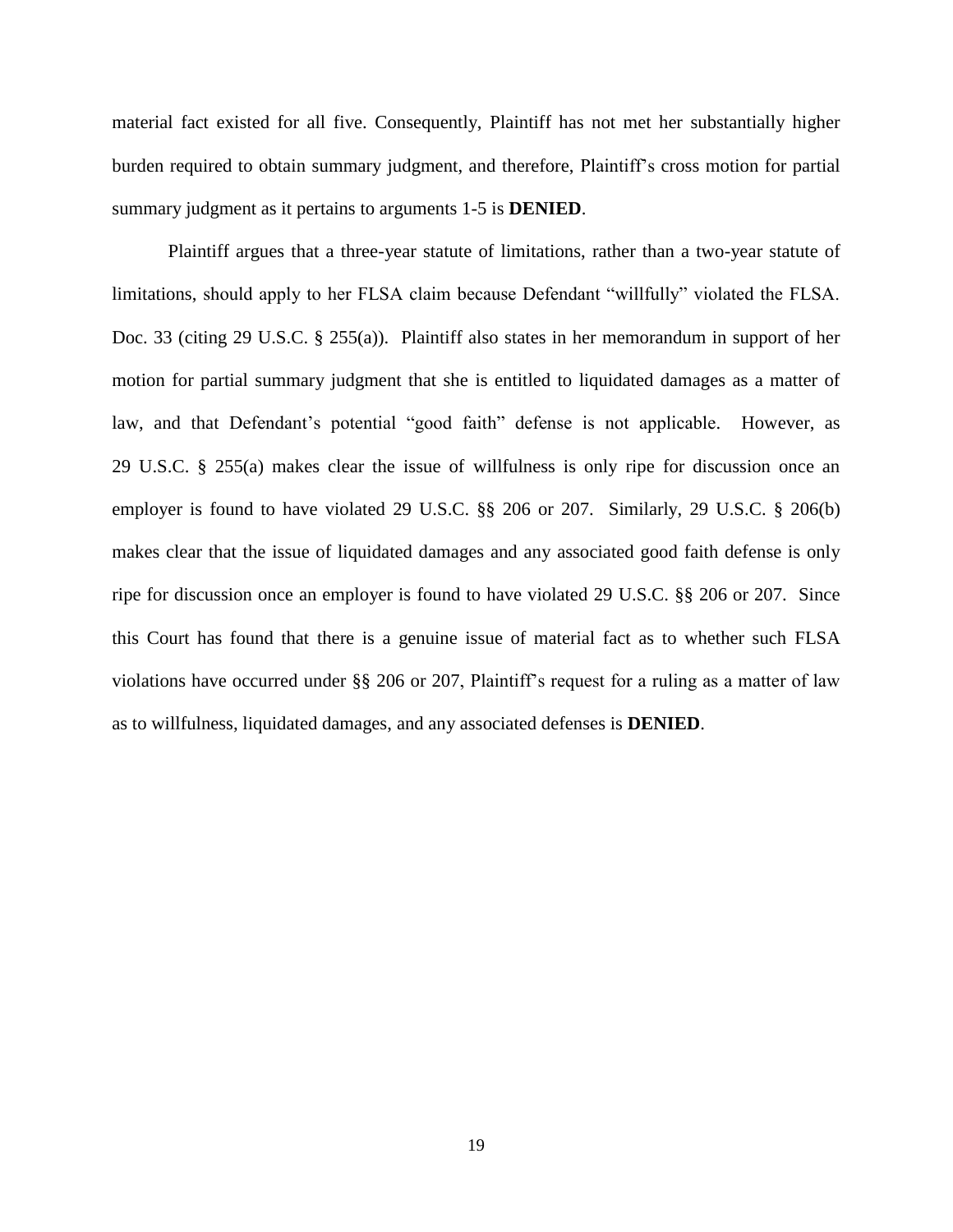material fact existed for all five. Consequently, Plaintiff has not met her substantially higher burden required to obtain summary judgment, and therefore, Plaintiff's cross motion for partial summary judgment as it pertains to arguments 1-5 is **DENIED**.

Plaintiff argues that a three-year statute of limitations, rather than a two-year statute of limitations, should apply to her FLSA claim because Defendant "willfully" violated the FLSA. Doc. 33 (citing 29 U.S.C. § 255(a)). Plaintiff also states in her memorandum in support of her motion for partial summary judgment that she is entitled to liquidated damages as a matter of law, and that Defendant's potential "good faith" defense is not applicable. However, as 29 U.S.C. § 255(a) makes clear the issue of willfulness is only ripe for discussion once an employer is found to have violated 29 U.S.C. §§ 206 or 207. Similarly, 29 U.S.C. § 206(b) makes clear that the issue of liquidated damages and any associated good faith defense is only ripe for discussion once an employer is found to have violated 29 U.S.C. §§ 206 or 207. Since this Court has found that there is a genuine issue of material fact as to whether such FLSA violations have occurred under §§ 206 or 207, Plaintiff's request for a ruling as a matter of law as to willfulness, liquidated damages, and any associated defenses is **DENIED**.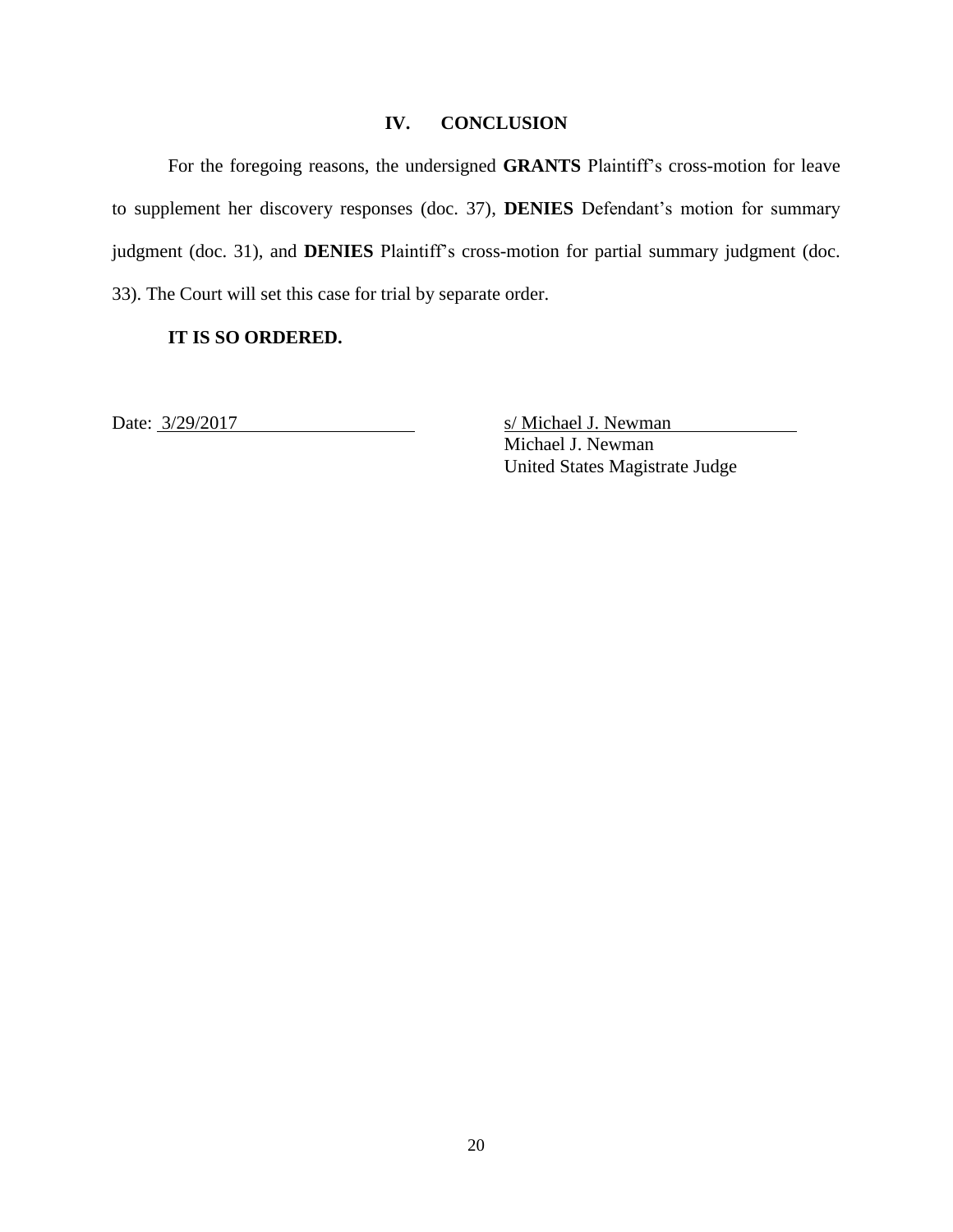## IV. CONCLUSION

For the foregoing reasons, the undersigned **GRANTS** Plaintiff's cross-motion for leave to supplement her discovery responses (doc. 37), **DENIES** Defendant's motion for summary judgment (doc. 31), and **DENIES** Plaintiff's cross-motion for partial summary judgment (doc. 33). The Court will set this case for trial by separate order.

**IT IS SO ORDERED.**

Date: 3/29/2017

s/ Michael J. Newman
Michael J. Newman
United States Magistrate Judge